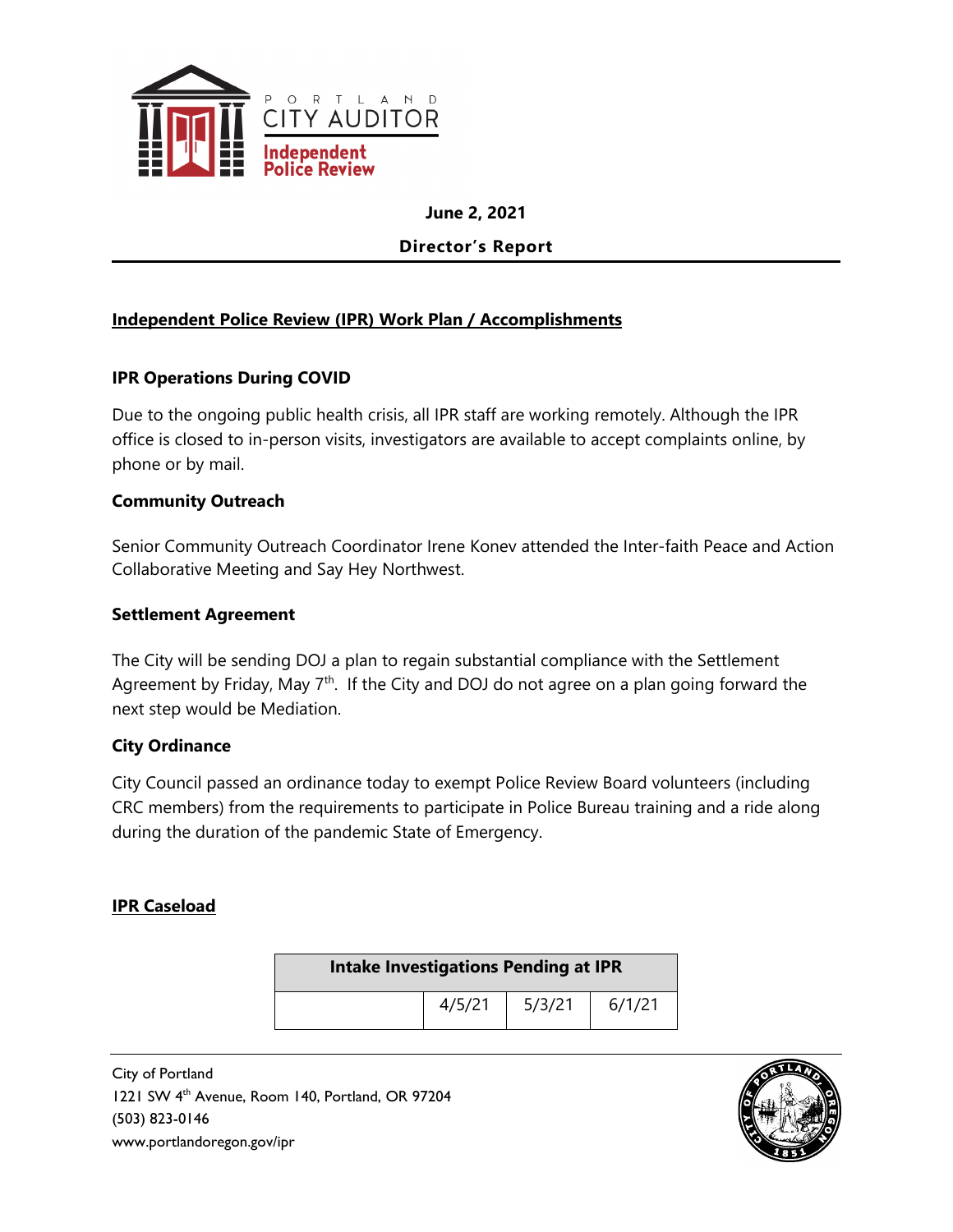PORTLAND CITY AUDITOR

Independent Police Review

**June 2, 2021**

**Director's Report**

## Independent Police Review (IPR) Work Plan / Accomplishments

### IPR Operations During COVID

Due to the ongoing public health crisis, all IPR staff are working remotely. Although the IPR office is closed to in-person visits, investigators are available to accept complaints online, by phone or by mail.

### Community Outreach

Senior Community Outreach Coordinator Irene Konev attended the Inter-faith Peace and Action Collaborative Meeting and Say Hey Northwest.

### Settlement Agreement

The City will be sending DOJ a plan to regain substantial compliance with the Settlement Agreement by Friday, May 7th. If the City and DOJ do not agree on a plan going forward the next step would be Mediation.

### City Ordinance

City Council passed an ordinance today to exempt Police Review Board volunteers (including CRC members) from the requirements to participate in Police Bureau training and a ride along during the duration of the pandemic State of Emergency.

## IPR Caseload

| Intake Investigations Pending at IPR | | | |
|---|---|---|---|
| | 4/5/21 | 5/3/21 | 6/1/21 |

City of Portland
1221 SW 4th Avenue, Room 140, Portland, OR 97204
(503) 823-0146
www.portlandoregon.gov/ipr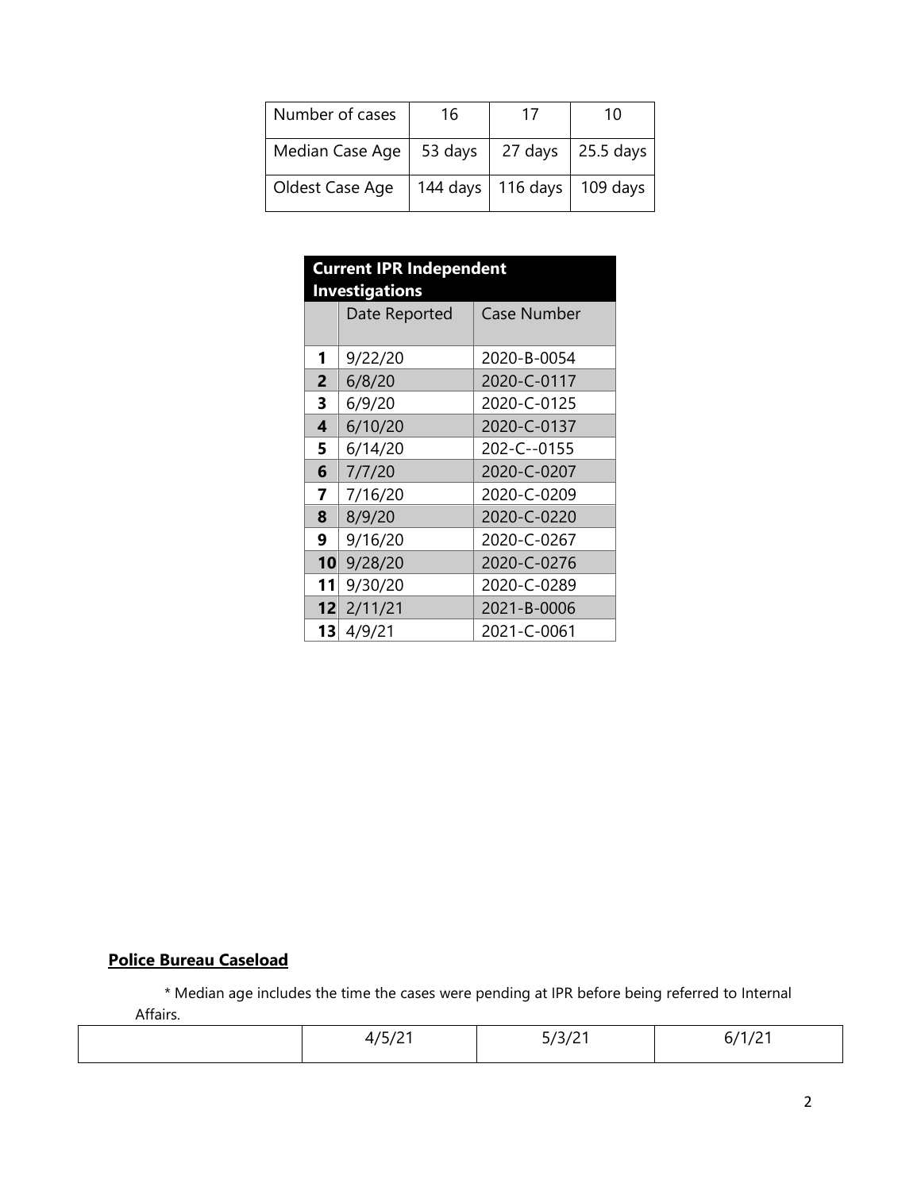| Number of cases | 16 | 17 | 10 |
|---|---|---|---|
| Median Case Age | 53 days | 27 days | 25.5 days |
| Oldest Case Age | 144 days | 116 days | 109 days |

| Current IPR Independent Investigations | | |
|---|---|---|
| | Date Reported | Case Number |
| **1** | 9/22/20 | 2020-B-0054 |
| **2** | 6/8/20 | 2020-C-0117 |
| **3** | 6/9/20 | 2020-C-0125 |
| **4** | 6/10/20 | 2020-C-0137 |
| **5** | 6/14/20 | 202-C--0155 |
| **6** | 7/7/20 | 2020-C-0207 |
| **7** | 7/16/20 | 2020-C-0209 |
| **8** | 8/9/20 | 2020-C-0220 |
| **9** | 9/16/20 | 2020-C-0267 |
| **10** | 9/28/20 | 2020-C-0276 |
| **11** | 9/30/20 | 2020-C-0289 |
| **12** | 2/11/21 | 2021-B-0006 |
| **13** | 4/9/21 | 2021-C-0061 |

**Police Bureau Caseload**

* Median age includes the time the cases were pending at IPR before being referred to Internal Affairs.

| | 4/5/21 | 5/3/21 | 6/1/21 |
|---|---|---|---|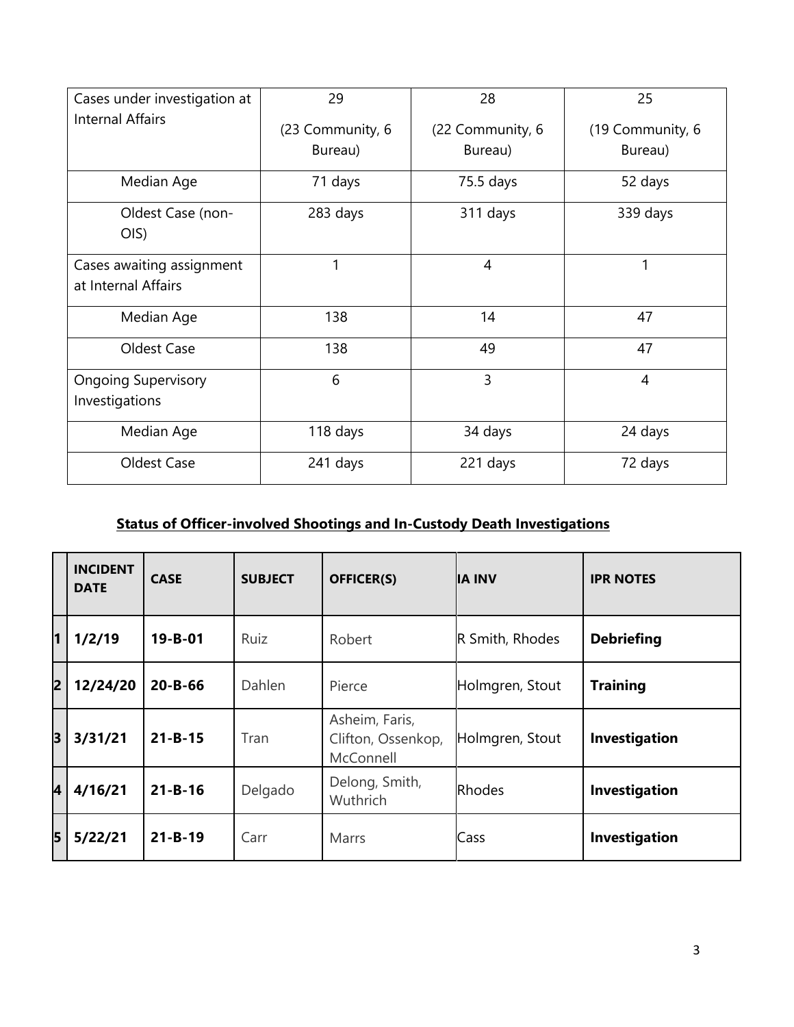| Cases under investigation at Internal Affairs | 29 (23 Community, 6 Bureau) | 28 (22 Community, 6 Bureau) | 25 (19 Community, 6 Bureau) |
|---|---|---|---|
| Median Age | 71 days | 75.5 days | 52 days |
| Oldest Case (non-OIS) | 283 days | 311 days | 339 days |
| Cases awaiting assignment at Internal Affairs | 1 | 4 | 1 |
| Median Age | 138 | 14 | 47 |
| Oldest Case | 138 | 49 | 47 |
| Ongoing Supervisory Investigations | 6 | 3 | 4 |
| Median Age | 118 days | 34 days | 24 days |
| Oldest Case | 241 days | 221 days | 72 days |

## Status of Officer-involved Shootings and In-Custody Death Investigations

| | INCIDENT DATE | CASE | SUBJECT | OFFICER(S) | IA INV | IPR NOTES |
|---|---|---|---|---|---|---|
| 1 | **1/2/19** | **19-B-01** | Ruiz | Robert | R Smith, Rhodes | **Debriefing** |
| 2 | **12/24/20** | **20-B-66** | Dahlen | Pierce | Holmgren, Stout | **Training** |
| 3 | **3/31/21** | **21-B-15** | Tran | Asheim, Faris, Clifton, Ossenkop, McConnell | Holmgren, Stout | **Investigation** |
| 4 | **4/16/21** | **21-B-16** | Delgado | Delong, Smith, Wuthrich | Rhodes | **Investigation** |
| 5 | **5/22/21** | **21-B-19** | Carr | Marrs | Cass | **Investigation** |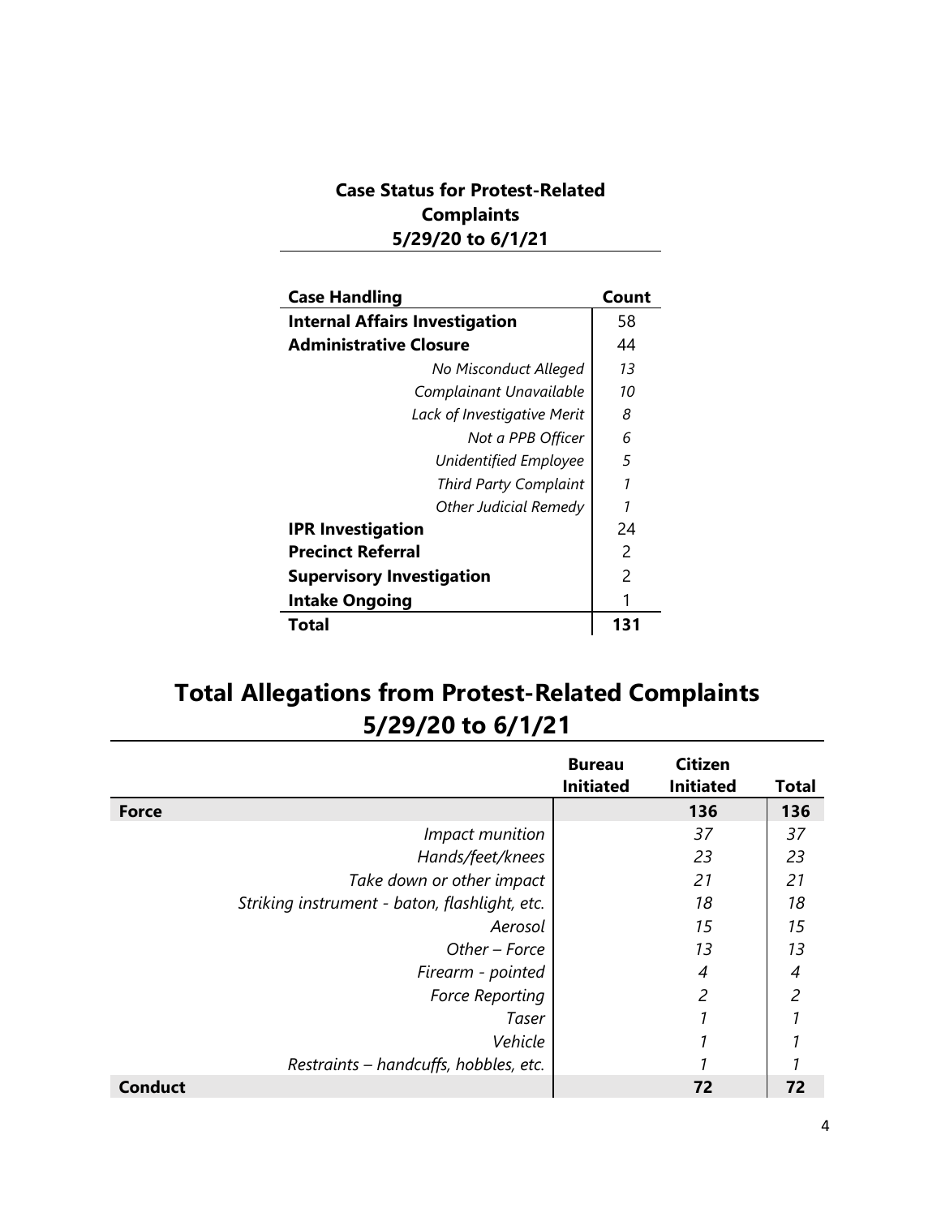## Case Status for Protest-Related Complaints 5/29/20 to 6/1/21

| Case Handling | Count |
|---|---|
| **Internal Affairs Investigation** | 58 |
| **Administrative Closure** | 44 |
| *No Misconduct Alleged* | *13* |
| *Complainant Unavailable* | *10* |
| *Lack of Investigative Merit* | *8* |
| *Not a PPB Officer* | *6* |
| *Unidentified Employee* | *5* |
| *Third Party Complaint* | *1* |
| *Other Judicial Remedy* | *1* |
| **IPR Investigation** | 24 |
| **Precinct Referral** | 2 |
| **Supervisory Investigation** | 2 |
| **Intake Ongoing** | 1 |
| **Total** | **131** |

# Total Allegations from Protest-Related Complaints 5/29/20 to 6/1/21

| | Bureau Initiated | Citizen Initiated | Total |
|---|---|---|---|
| **Force** | | **136** | **136** |
| *Impact munition* | | *37* | *37* |
| *Hands/feet/knees* | | *23* | *23* |
| *Take down or other impact* | | *21* | *21* |
| *Striking instrument - baton, flashlight, etc.* | | *18* | *18* |
| *Aerosol* | | *15* | *15* |
| *Other – Force* | | *13* | *13* |
| *Firearm - pointed* | | *4* | *4* |
| *Force Reporting* | | *2* | *2* |
| *Taser* | | *1* | *1* |
| *Vehicle* | | *1* | *1* |
| *Restraints – handcuffs, hobbles, etc.* | | *1* | *1* |
| **Conduct** | | **72** | **72** |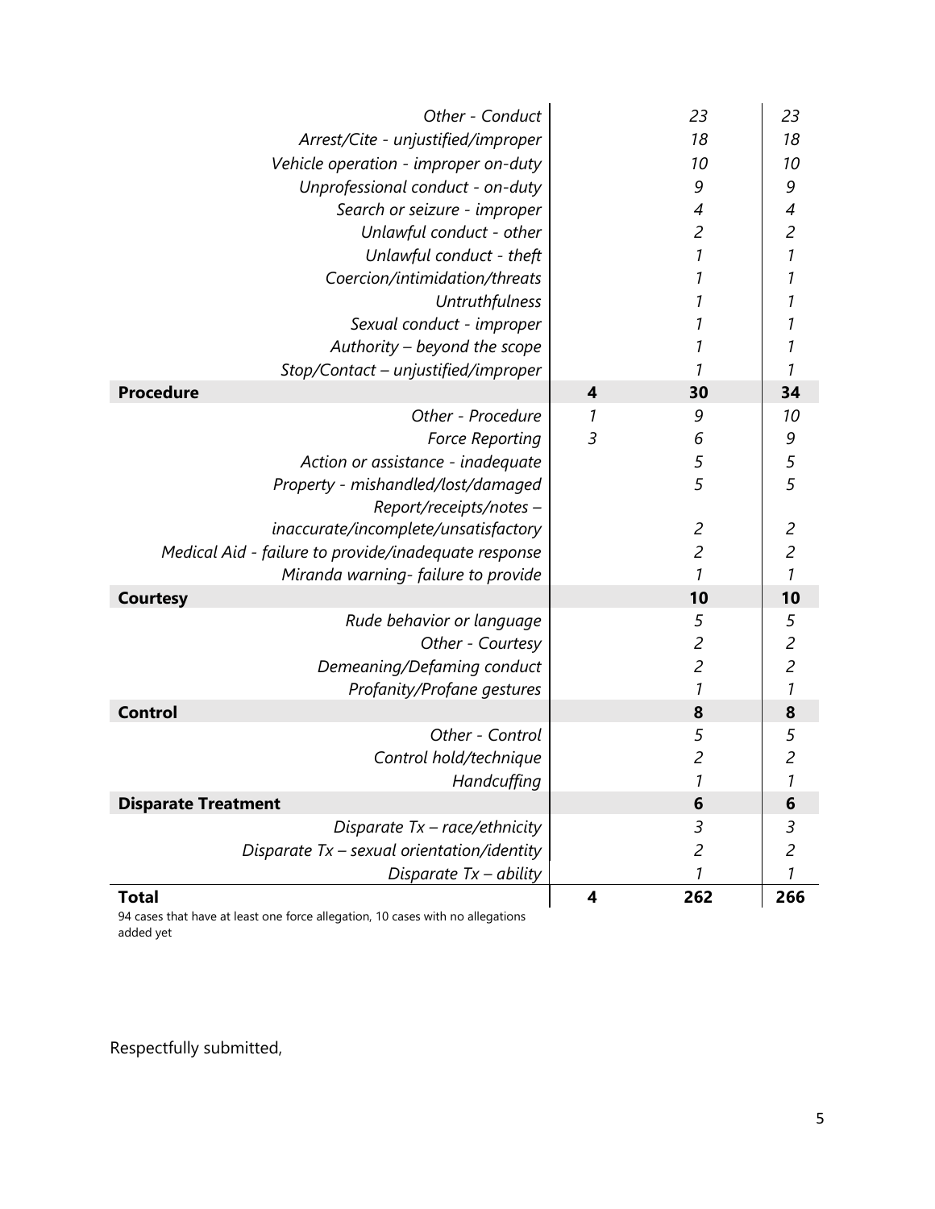| | | | |
|---|---|---|---|
| *Other - Conduct* | | *23* | *23* |
| *Arrest/Cite - unjustified/improper* | | *18* | *18* |
| *Vehicle operation - improper on-duty* | | *10* | *10* |
| *Unprofessional conduct - on-duty* | | *9* | *9* |
| *Search or seizure - improper* | | *4* | *4* |
| *Unlawful conduct - other* | | *2* | *2* |
| *Unlawful conduct - theft* | | *1* | *1* |
| *Coercion/intimidation/threats* | | *1* | *1* |
| *Untruthfulness* | | *1* | *1* |
| *Sexual conduct - improper* | | *1* | *1* |
| *Authority – beyond the scope* | | *1* | *1* |
| *Stop/Contact – unjustified/improper* | | *1* | *1* |
| **Procedure** | **4** | **30** | **34** |
| *Other - Procedure* | *1* | *9* | *10* |
| *Force Reporting* | *3* | *6* | *9* |
| *Action or assistance - inadequate* | | *5* | *5* |
| *Property - mishandled/lost/damaged* | | *5* | *5* |
| *Report/receipts/notes – inaccurate/incomplete/unsatisfactory* | | *2* | *2* |
| *Medical Aid - failure to provide/inadequate response* | | *2* | *2* |
| *Miranda warning- failure to provide* | | *1* | *1* |
| **Courtesy** | | **10** | **10** |
| *Rude behavior or language* | | *5* | *5* |
| *Other - Courtesy* | | *2* | *2* |
| *Demeaning/Defaming conduct* | | *2* | *2* |
| *Profanity/Profane gestures* | | *1* | *1* |
| **Control** | | **8** | **8** |
| *Other - Control* | | *5* | *5* |
| *Control hold/technique* | | *2* | *2* |
| *Handcuffing* | | *1* | *1* |
| **Disparate Treatment** | | **6** | **6** |
| *Disparate Tx – race/ethnicity* | | *3* | *3* |
| *Disparate Tx – sexual orientation/identity* | | *2* | *2* |
| *Disparate Tx – ability* | | *1* | *1* |
| **Total** | **4** | **262** | **266** |

94 cases that have at least one force allegation, 10 cases with no allegations added yet

Respectfully submitted,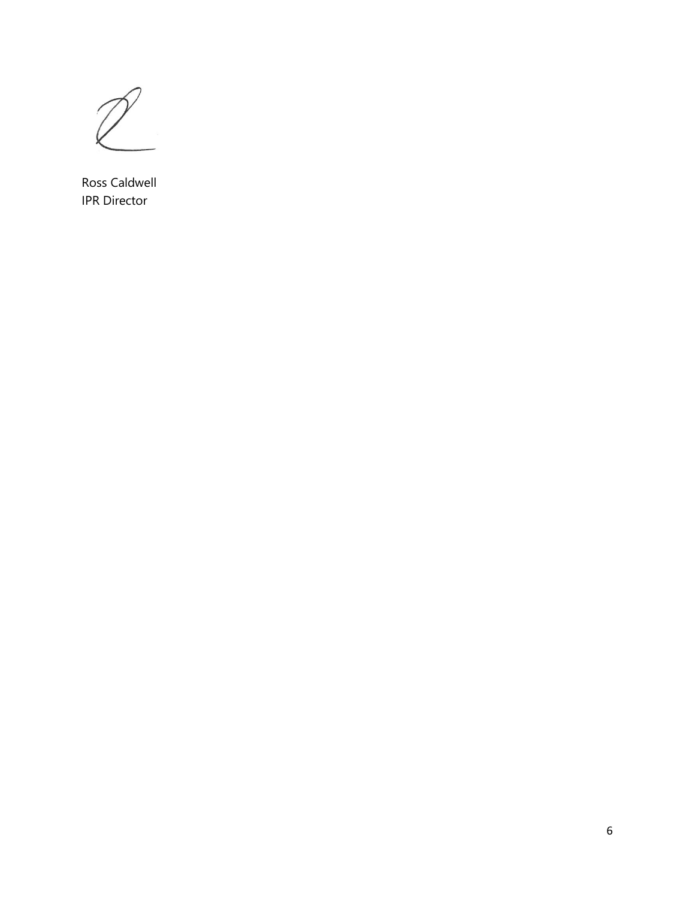Ross Caldwell
IPR Director